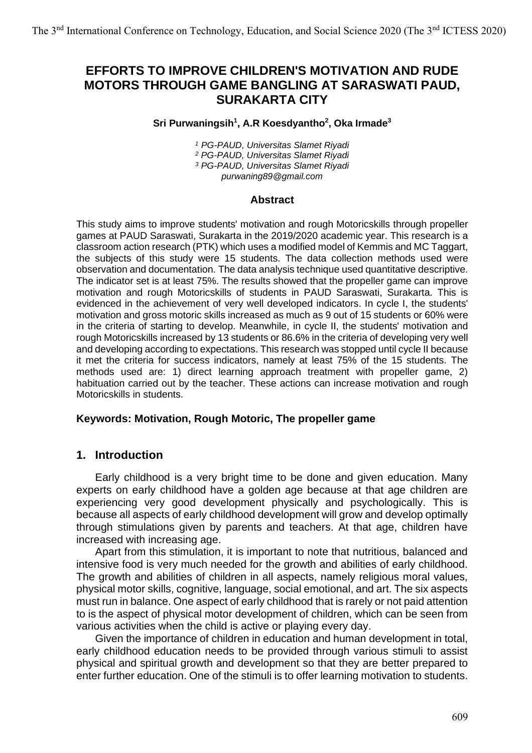# EFFORTS TO IMPROVE CHILDREN'S MOTIVATION AND RUDE MOTORS THROUGH GAME BANGLING AT SARASWATI PAUD, SURAKARTA CITY

**Sri Purwaningsih[1], A.R Koesdyantho[2], Oka Irmade[3]**

*[1] PG-PAUD, Universitas Slamet Riyadi*
*[2] PG-PAUD, Universitas Slamet Riyadi*
*[3] PG-PAUD, Universitas Slamet Riyadi*
*purwaning89@gmail.com*

### Abstract

This study aims to improve students' motivation and rough Motoricskills through propeller games at PAUD Saraswati, Surakarta in the 2019/2020 academic year. This research is a classroom action research (PTK) which uses a modified model of Kemmis and MC Taggart, the subjects of this study were 15 students. The data collection methods used were observation and documentation. The data analysis technique used quantitative descriptive. The indicator set is at least 75%. The results showed that the propeller game can improve motivation and rough Motoricskills of students in PAUD Saraswati, Surakarta. This is evidenced in the achievement of very well developed indicators. In cycle I, the students' motivation and gross motoric skills increased as much as 9 out of 15 students or 60% were in the criteria of starting to develop. Meanwhile, in cycle II, the students' motivation and rough Motoricskills increased by 13 students or 86.6% in the criteria of developing very well and developing according to expectations. This research was stopped until cycle II because it met the criteria for success indicators, namely at least 75% of the 15 students. The methods used are: 1) direct learning approach treatment with propeller game, 2) habituation carried out by the teacher. These actions can increase motivation and rough Motoricskills in students.

**Keywords: Motivation, Rough Motoric, The propeller game**

## 1. Introduction

Early childhood is a very bright time to be done and given education. Many experts on early childhood have a golden age because at that age children are experiencing very good development physically and psychologically. This is because all aspects of early childhood development will grow and develop optimally through stimulations given by parents and teachers. At that age, children have increased with increasing age.

Apart from this stimulation, it is important to note that nutritious, balanced and intensive food is very much needed for the growth and abilities of early childhood. The growth and abilities of children in all aspects, namely religious moral values, physical motor skills, cognitive, language, social emotional, and art. The six aspects must run in balance. One aspect of early childhood that is rarely or not paid attention to is the aspect of physical motor development of children, which can be seen from various activities when the child is active or playing every day.

Given the importance of children in education and human development in total, early childhood education needs to be provided through various stimuli to assist physical and spiritual growth and development so that they are better prepared to enter further education. One of the stimuli is to offer learning motivation to students.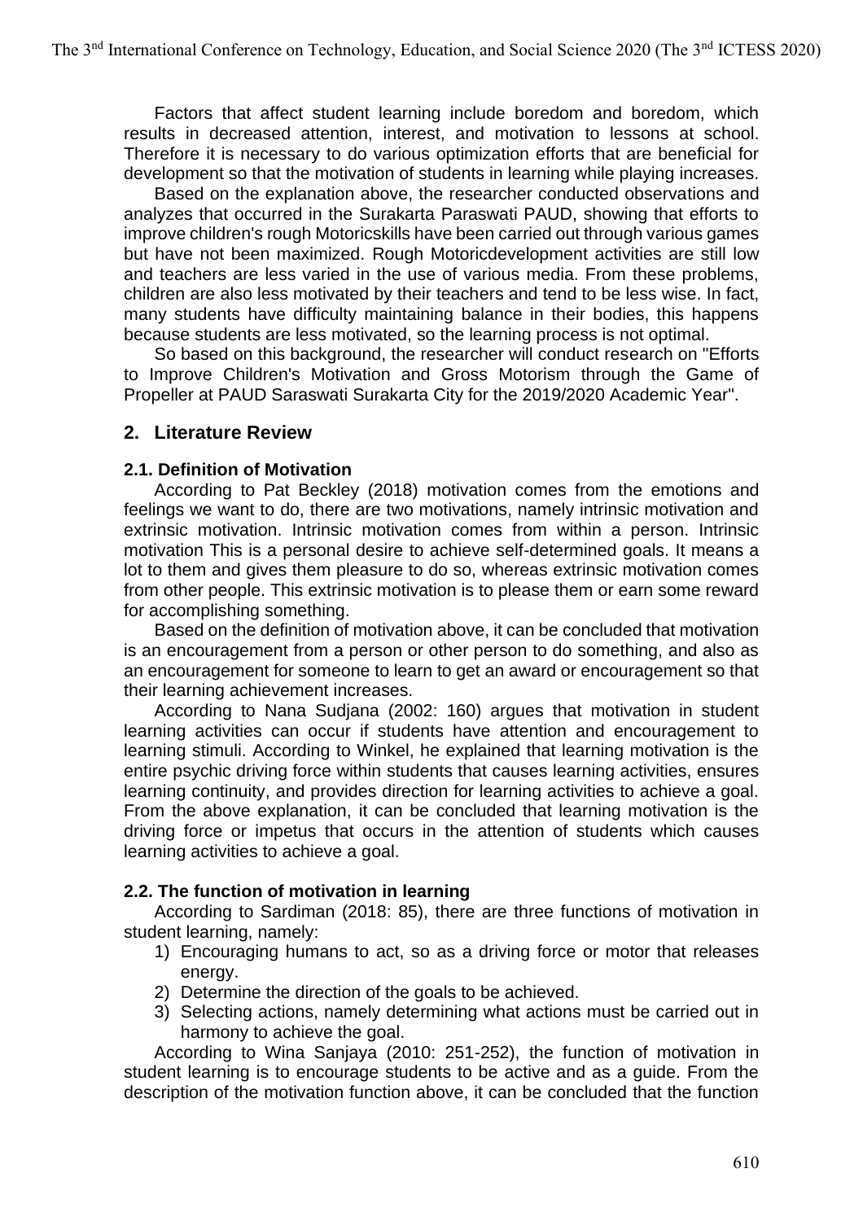Factors that affect student learning include boredom and boredom, which results in decreased attention, interest, and motivation to lessons at school. Therefore it is necessary to do various optimization efforts that are beneficial for development so that the motivation of students in learning while playing increases.

Based on the explanation above, the researcher conducted observations and analyzes that occurred in the Surakarta Paraswati PAUD, showing that efforts to improve children's rough Motoricskills have been carried out through various games but have not been maximized. Rough Motoricdevelopment activities are still low and teachers are less varied in the use of various media. From these problems, children are also less motivated by their teachers and tend to be less wise. In fact, many students have difficulty maintaining balance in their bodies, this happens because students are less motivated, so the learning process is not optimal.

So based on this background, the researcher will conduct research on "Efforts to Improve Children's Motivation and Gross Motorism through the Game of Propeller at PAUD Saraswati Surakarta City for the 2019/2020 Academic Year".

## 2. Literature Review

### 2.1. Definition of Motivation

According to Pat Beckley (2018) motivation comes from the emotions and feelings we want to do, there are two motivations, namely intrinsic motivation and extrinsic motivation. Intrinsic motivation comes from within a person. Intrinsic motivation This is a personal desire to achieve self-determined goals. It means a lot to them and gives them pleasure to do so, whereas extrinsic motivation comes from other people. This extrinsic motivation is to please them or earn some reward for accomplishing something.

Based on the definition of motivation above, it can be concluded that motivation is an encouragement from a person or other person to do something, and also as an encouragement for someone to learn to get an award or encouragement so that their learning achievement increases.

According to Nana Sudjana (2002: 160) argues that motivation in student learning activities can occur if students have attention and encouragement to learning stimuli. According to Winkel, he explained that learning motivation is the entire psychic driving force within students that causes learning activities, ensures learning continuity, and provides direction for learning activities to achieve a goal. From the above explanation, it can be concluded that learning motivation is the driving force or impetus that occurs in the attention of students which causes learning activities to achieve a goal.

### 2.2. The function of motivation in learning

According to Sardiman (2018: 85), there are three functions of motivation in student learning, namely:

1) Encouraging humans to act, so as a driving force or motor that releases energy.
2) Determine the direction of the goals to be achieved.
3) Selecting actions, namely determining what actions must be carried out in harmony to achieve the goal.

According to Wina Sanjaya (2010: 251-252), the function of motivation in student learning is to encourage students to be active and as a guide. From the description of the motivation function above, it can be concluded that the function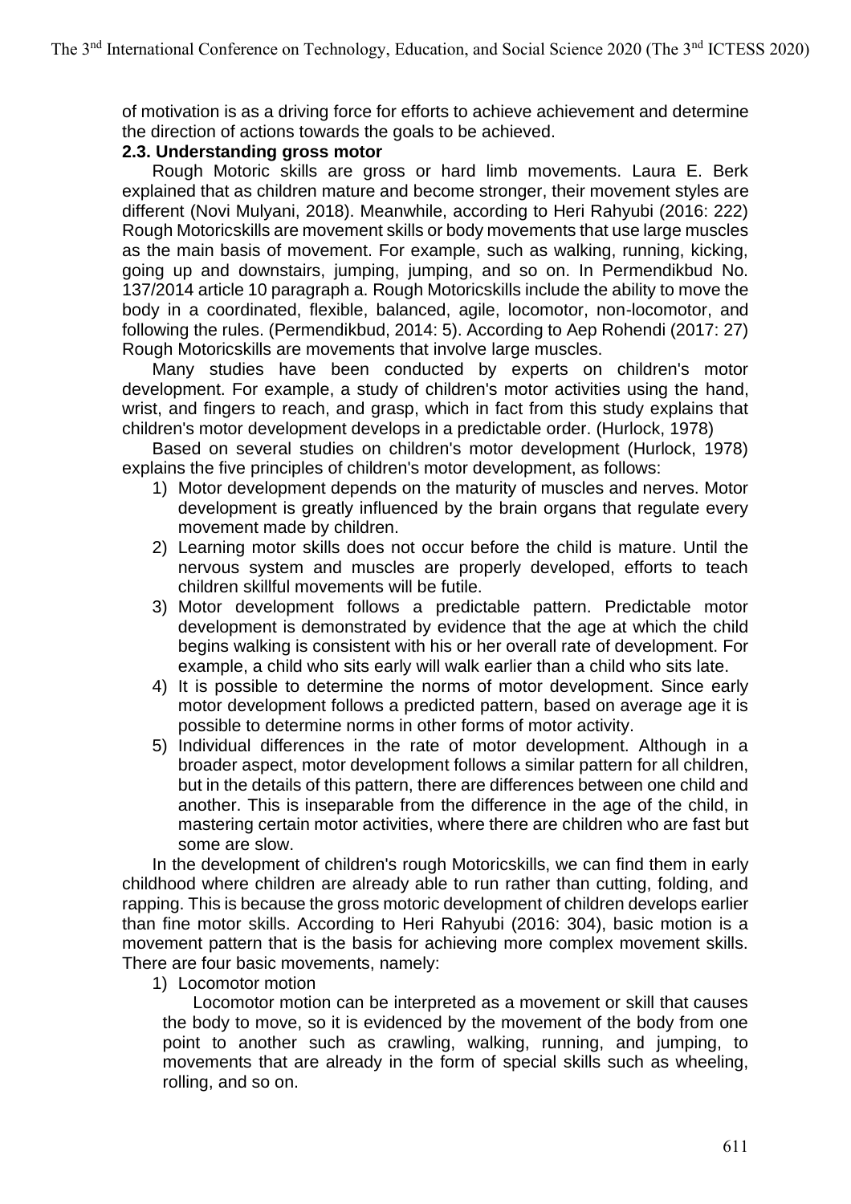of motivation is as a driving force for efforts to achieve achievement and determine the direction of actions towards the goals to be achieved.

### 2.3. Understanding gross motor

Rough Motoric skills are gross or hard limb movements. Laura E. Berk explained that as children mature and become stronger, their movement styles are different (Novi Mulyani, 2018). Meanwhile, according to Heri Rahyubi (2016: 222) Rough Motoricskills are movement skills or body movements that use large muscles as the main basis of movement. For example, such as walking, running, kicking, going up and downstairs, jumping, jumping, and so on. In Permendikbud No. 137/2014 article 10 paragraph a. Rough Motoricskills include the ability to move the body in a coordinated, flexible, balanced, agile, locomotor, non-locomotor, and following the rules. (Permendikbud, 2014: 5). According to Aep Rohendi (2017: 27) Rough Motoricskills are movements that involve large muscles.

Many studies have been conducted by experts on children's motor development. For example, a study of children's motor activities using the hand, wrist, and fingers to reach, and grasp, which in fact from this study explains that children's motor development develops in a predictable order. (Hurlock, 1978)

Based on several studies on children's motor development (Hurlock, 1978) explains the five principles of children's motor development, as follows:

1) Motor development depends on the maturity of muscles and nerves. Motor development is greatly influenced by the brain organs that regulate every movement made by children.
2) Learning motor skills does not occur before the child is mature. Until the nervous system and muscles are properly developed, efforts to teach children skillful movements will be futile.
3) Motor development follows a predictable pattern. Predictable motor development is demonstrated by evidence that the age at which the child begins walking is consistent with his or her overall rate of development. For example, a child who sits early will walk earlier than a child who sits late.
4) It is possible to determine the norms of motor development. Since early motor development follows a predicted pattern, based on average age it is possible to determine norms in other forms of motor activity.
5) Individual differences in the rate of motor development. Although in a broader aspect, motor development follows a similar pattern for all children, but in the details of this pattern, there are differences between one child and another. This is inseparable from the difference in the age of the child, in mastering certain motor activities, where there are children who are fast but some are slow.

In the development of children's rough Motoricskills, we can find them in early childhood where children are already able to run rather than cutting, folding, and rapping. This is because the gross motoric development of children develops earlier than fine motor skills. According to Heri Rahyubi (2016: 304), basic motion is a movement pattern that is the basis for achieving more complex movement skills. There are four basic movements, namely:

1) Locomotor motion

   Locomotor motion can be interpreted as a movement or skill that causes the body to move, so it is evidenced by the movement of the body from one point to another such as crawling, walking, running, and jumping, to movements that are already in the form of special skills such as wheeling, rolling, and so on.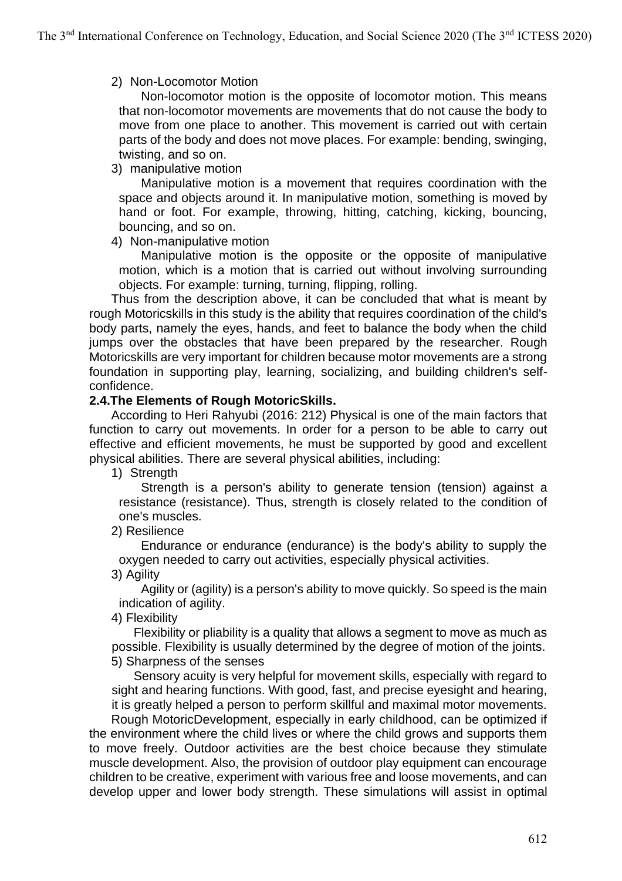2) Non-Locomotor Motion

Non-locomotor motion is the opposite of locomotor motion. This means that non-locomotor movements are movements that do not cause the body to move from one place to another. This movement is carried out with certain parts of the body and does not move places. For example: bending, swinging, twisting, and so on.

3) manipulative motion

Manipulative motion is a movement that requires coordination with the space and objects around it. In manipulative motion, something is moved by hand or foot. For example, throwing, hitting, catching, kicking, bouncing, bouncing, and so on.

4) Non-manipulative motion

Manipulative motion is the opposite or the opposite of manipulative motion, which is a motion that is carried out without involving surrounding objects. For example: turning, turning, flipping, rolling.

Thus from the description above, it can be concluded that what is meant by rough Motoricskills in this study is the ability that requires coordination of the child's body parts, namely the eyes, hands, and feet to balance the body when the child jumps over the obstacles that have been prepared by the researcher. Rough Motoricskills are very important for children because motor movements are a strong foundation in supporting play, learning, socializing, and building children's self-confidence.

### 2.4.The Elements of Rough MotoricSkills.

According to Heri Rahyubi (2016: 212) Physical is one of the main factors that function to carry out movements. In order for a person to be able to carry out effective and efficient movements, he must be supported by good and excellent physical abilities. There are several physical abilities, including:

1) Strength

Strength is a person's ability to generate tension (tension) against a resistance (resistance). Thus, strength is closely related to the condition of one's muscles.

2) Resilience

Endurance or endurance (endurance) is the body's ability to supply the oxygen needed to carry out activities, especially physical activities.

3) Agility

Agility or (agility) is a person's ability to move quickly. So speed is the main indication of agility.

4) Flexibility

Flexibility or pliability is a quality that allows a segment to move as much as possible. Flexibility is usually determined by the degree of motion of the joints.

5) Sharpness of the senses

Sensory acuity is very helpful for movement skills, especially with regard to sight and hearing functions. With good, fast, and precise eyesight and hearing, it is greatly helped a person to perform skillful and maximal motor movements.

Rough MotoricDevelopment, especially in early childhood, can be optimized if the environment where the child lives or where the child grows and supports them to move freely. Outdoor activities are the best choice because they stimulate muscle development. Also, the provision of outdoor play equipment can encourage children to be creative, experiment with various free and loose movements, and can develop upper and lower body strength. These simulations will assist in optimal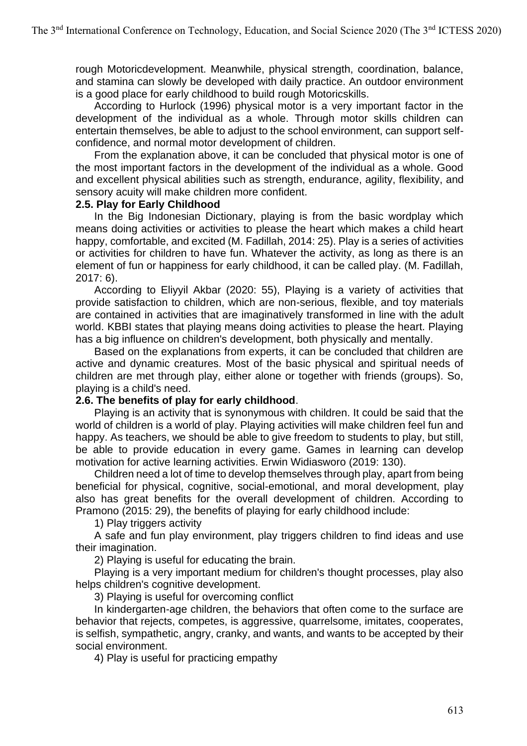rough Motoricdevelopment. Meanwhile, physical strength, coordination, balance, and stamina can slowly be developed with daily practice. An outdoor environment is a good place for early childhood to build rough Motoricskills.

According to Hurlock (1996) physical motor is a very important factor in the development of the individual as a whole. Through motor skills children can entertain themselves, be able to adjust to the school environment, can support self-confidence, and normal motor development of children.

From the explanation above, it can be concluded that physical motor is one of the most important factors in the development of the individual as a whole. Good and excellent physical abilities such as strength, endurance, agility, flexibility, and sensory acuity will make children more confident.

### 2.5. Play for Early Childhood

In the Big Indonesian Dictionary, playing is from the basic wordplay which means doing activities or activities to please the heart which makes a child heart happy, comfortable, and excited (M. Fadillah, 2014: 25). Play is a series of activities or activities for children to have fun. Whatever the activity, as long as there is an element of fun or happiness for early childhood, it can be called play. (M. Fadillah, 2017: 6).

According to Eliyyil Akbar (2020: 55), Playing is a variety of activities that provide satisfaction to children, which are non-serious, flexible, and toy materials are contained in activities that are imaginatively transformed in line with the adult world. KBBI states that playing means doing activities to please the heart. Playing has a big influence on children's development, both physically and mentally.

Based on the explanations from experts, it can be concluded that children are active and dynamic creatures. Most of the basic physical and spiritual needs of children are met through play, either alone or together with friends (groups). So, playing is a child's need.

### 2.6. The benefits of play for early childhood.

Playing is an activity that is synonymous with children. It could be said that the world of children is a world of play. Playing activities will make children feel fun and happy. As teachers, we should be able to give freedom to students to play, but still, be able to provide education in every game. Games in learning can develop motivation for active learning activities. Erwin Widiasworo (2019: 130).

Children need a lot of time to develop themselves through play, apart from being beneficial for physical, cognitive, social-emotional, and moral development, play also has great benefits for the overall development of children. According to Pramono (2015: 29), the benefits of playing for early childhood include:

1) Play triggers activity

A safe and fun play environment, play triggers children to find ideas and use their imagination.

2) Playing is useful for educating the brain.

Playing is a very important medium for children's thought processes, play also helps children's cognitive development.

3) Playing is useful for overcoming conflict

In kindergarten-age children, the behaviors that often come to the surface are behavior that rejects, competes, is aggressive, quarrelsome, imitates, cooperates, is selfish, sympathetic, angry, cranky, and wants, and wants to be accepted by their social environment.

4) Play is useful for practicing empathy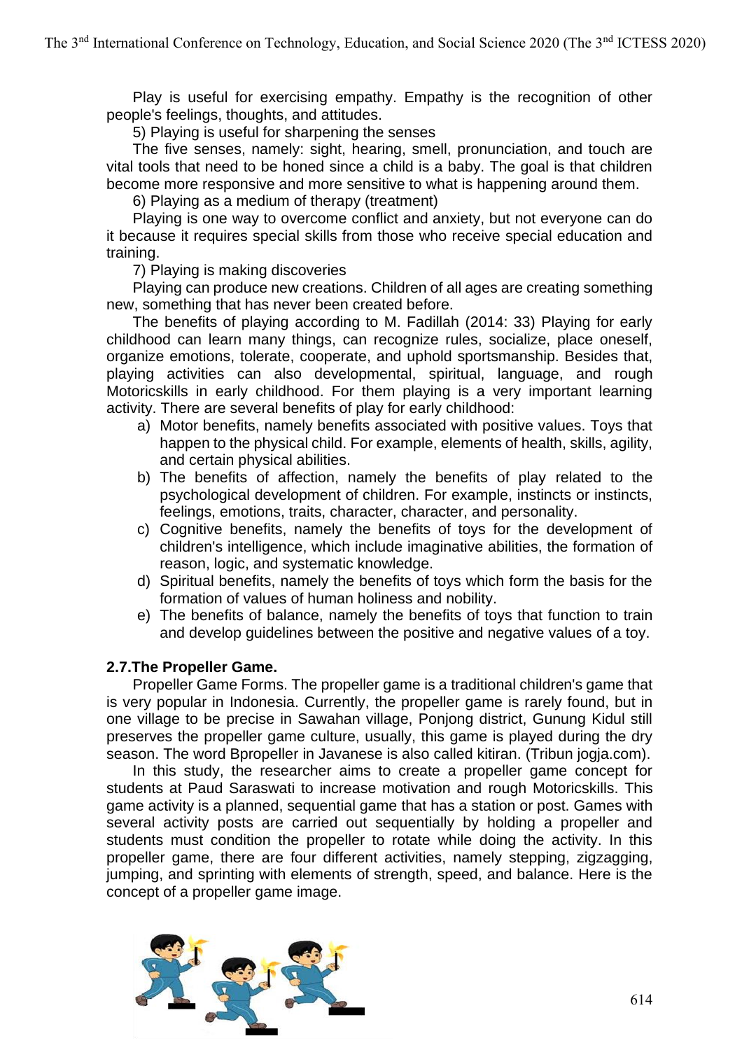Play is useful for exercising empathy. Empathy is the recognition of other people's feelings, thoughts, and attitudes.

5) Playing is useful for sharpening the senses

The five senses, namely: sight, hearing, smell, pronunciation, and touch are vital tools that need to be honed since a child is a baby. The goal is that children become more responsive and more sensitive to what is happening around them.

6) Playing as a medium of therapy (treatment)

Playing is one way to overcome conflict and anxiety, but not everyone can do it because it requires special skills from those who receive special education and training.

7) Playing is making discoveries

Playing can produce new creations. Children of all ages are creating something new, something that has never been created before.

The benefits of playing according to M. Fadillah (2014: 33) Playing for early childhood can learn many things, can recognize rules, socialize, place oneself, organize emotions, tolerate, cooperate, and uphold sportsmanship. Besides that, playing activities can also developmental, spiritual, language, and rough Motoricskills in early childhood. For them playing is a very important learning activity. There are several benefits of play for early childhood:

a) Motor benefits, namely benefits associated with positive values. Toys that happen to the physical child. For example, elements of health, skills, agility, and certain physical abilities.
b) The benefits of affection, namely the benefits of play related to the psychological development of children. For example, instincts or instincts, feelings, emotions, traits, character, character, and personality.
c) Cognitive benefits, namely the benefits of toys for the development of children's intelligence, which include imaginative abilities, the formation of reason, logic, and systematic knowledge.
d) Spiritual benefits, namely the benefits of toys which form the basis for the formation of values of human holiness and nobility.
e) The benefits of balance, namely the benefits of toys that function to train and develop guidelines between the positive and negative values of a toy.

### 2.7.The Propeller Game.

Propeller Game Forms. The propeller game is a traditional children's game that is very popular in Indonesia. Currently, the propeller game is rarely found, but in one village to be precise in Sawahan village, Ponjong district, Gunung Kidul still preserves the propeller game culture, usually, this game is played during the dry season. The word Bpropeller in Javanese is also called kitiran. (Tribun jogja.com).

In this study, the researcher aims to create a propeller game concept for students at Paud Saraswati to increase motivation and rough Motoricskills. This game activity is a planned, sequential game that has a station or post. Games with several activity posts are carried out sequentially by holding a propeller and students must condition the propeller to rotate while doing the activity. In this propeller game, there are four different activities, namely stepping, zigzagging, jumping, and sprinting with elements of strength, speed, and balance. Here is the concept of a propeller game image.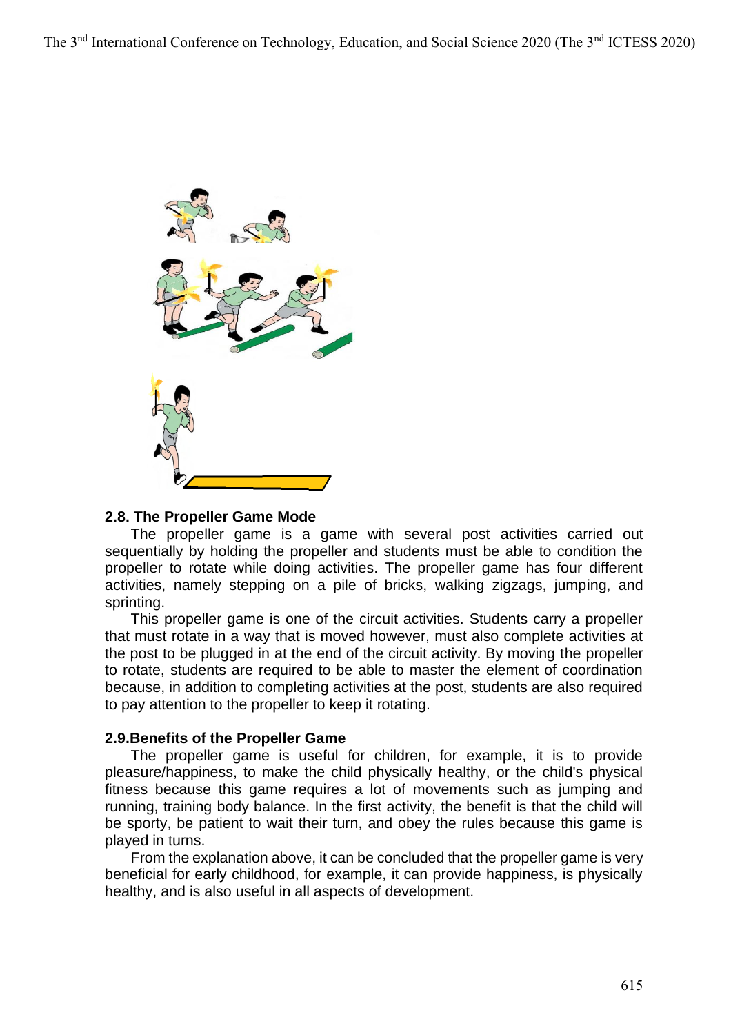## 2.8. The Propeller Game Mode

The propeller game is a game with several post activities carried out sequentially by holding the propeller and students must be able to condition the propeller to rotate while doing activities. The propeller game has four different activities, namely stepping on a pile of bricks, walking zigzags, jumping, and sprinting.

This propeller game is one of the circuit activities. Students carry a propeller that must rotate in a way that is moved however, must also complete activities at the post to be plugged in at the end of the circuit activity. By moving the propeller to rotate, students are required to be able to master the element of coordination because, in addition to completing activities at the post, students are also required to pay attention to the propeller to keep it rotating.

## 2.9. Benefits of the Propeller Game

The propeller game is useful for children, for example, it is to provide pleasure/happiness, to make the child physically healthy, or the child's physical fitness because this game requires a lot of movements such as jumping and running, training body balance. In the first activity, the benefit is that the child will be sporty, be patient to wait their turn, and obey the rules because this game is played in turns.

From the explanation above, it can be concluded that the propeller game is very beneficial for early childhood, for example, it can provide happiness, is physically healthy, and is also useful in all aspects of development.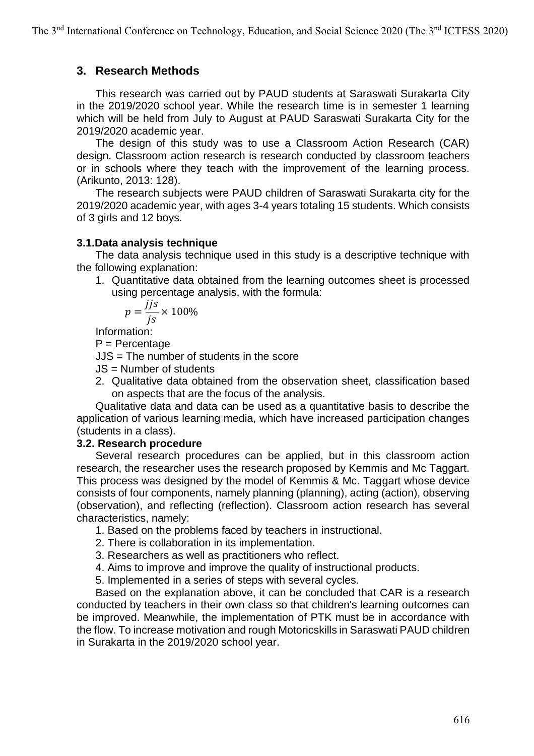## 3. Research Methods

This research was carried out by PAUD students at Saraswati Surakarta City in the 2019/2020 school year. While the research time is in semester 1 learning which will be held from July to August at PAUD Saraswati Surakarta City for the 2019/2020 academic year.

The design of this study was to use a Classroom Action Research (CAR) design. Classroom action research is research conducted by classroom teachers or in schools where they teach with the improvement of the learning process. (Arikunto, 2013: 128).

The research subjects were PAUD children of Saraswati Surakarta city for the 2019/2020 academic year, with ages 3-4 years totaling 15 students. Which consists of 3 girls and 12 boys.

### 3.1. Data analysis technique

The data analysis technique used in this study is a descriptive technique with the following explanation:

1. Quantitative data obtained from the learning outcomes sheet is processed using percentage analysis, with the formula:

$$p = \frac{jjs}{js} \times 100\%$$

Information:
P = Percentage
JJS = The number of students in the score
JS = Number of students

2. Qualitative data obtained from the observation sheet, classification based on aspects that are the focus of the analysis.

Qualitative data and data can be used as a quantitative basis to describe the application of various learning media, which have increased participation changes (students in a class).

### 3.2. Research procedure

Several research procedures can be applied, but in this classroom action research, the researcher uses the research proposed by Kemmis and Mc Taggart. This process was designed by the model of Kemmis & Mc. Taggart whose device consists of four components, namely planning (planning), acting (action), observing (observation), and reflecting (reflection). Classroom action research has several characteristics, namely:

1. Based on the problems faced by teachers in instructional.
2. There is collaboration in its implementation.
3. Researchers as well as practitioners who reflect.
4. Aims to improve and improve the quality of instructional products.
5. Implemented in a series of steps with several cycles.

Based on the explanation above, it can be concluded that CAR is a research conducted by teachers in their own class so that children's learning outcomes can be improved. Meanwhile, the implementation of PTK must be in accordance with the flow. To increase motivation and rough Motoricskills in Saraswati PAUD children in Surakarta in the 2019/2020 school year.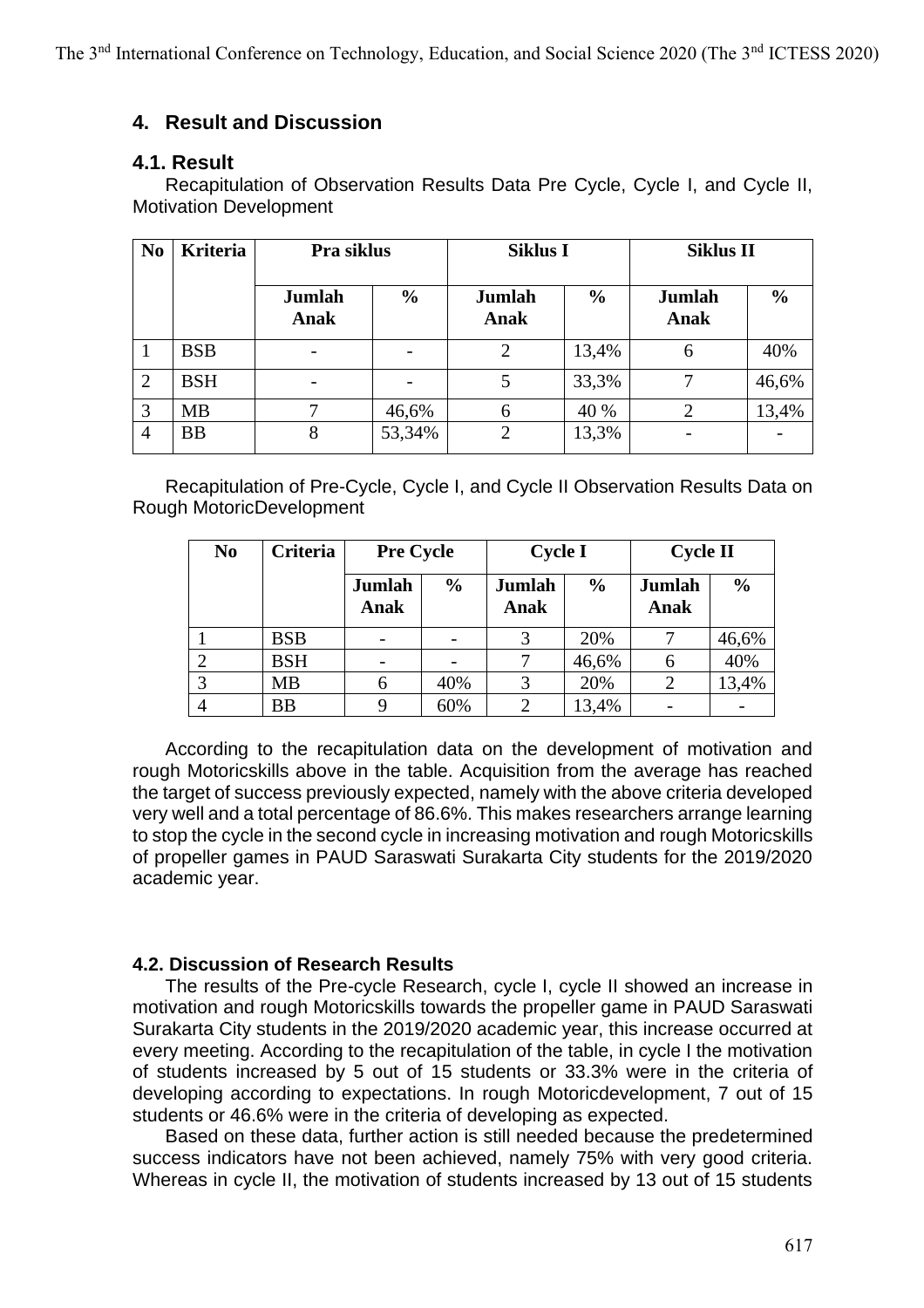## 4. Result and Discussion

### 4.1. Result

Recapitulation of Observation Results Data Pre Cycle, Cycle I, and Cycle II, Motivation Development

| No | Kriteria | Pra siklus | | Siklus I | | Siklus II | |
|---|---|---|---|---|---|---|---|
| | | Jumlah Anak | % | Jumlah Anak | % | Jumlah Anak | % |
| 1 | BSB | - | - | 2 | 13,4% | 6 | 40% |
| 2 | BSH | - | - | 5 | 33,3% | 7 | 46,6% |
| 3 | MB | 7 | 46,6% | 6 | 40 % | 2 | 13,4% |
| 4 | BB | 8 | 53,34% | 2 | 13,3% | - | - |

Recapitulation of Pre-Cycle, Cycle I, and Cycle II Observation Results Data on Rough MotoricDevelopment

| No | Criteria | Pre Cycle | | Cycle I | | Cycle II | |
|---|---|---|---|---|---|---|---|
| | | Jumlah Anak | % | Jumlah Anak | % | Jumlah Anak | % |
| 1 | BSB | - | - | 3 | 20% | 7 | 46,6% |
| 2 | BSH | - | - | 7 | 46,6% | 6 | 40% |
| 3 | MB | 6 | 40% | 3 | 20% | 2 | 13,4% |
| 4 | BB | 9 | 60% | 2 | 13,4% | - | - |

According to the recapitulation data on the development of motivation and rough Motoricskills above in the table. Acquisition from the average has reached the target of success previously expected, namely with the above criteria developed very well and a total percentage of 86.6%. This makes researchers arrange learning to stop the cycle in the second cycle in increasing motivation and rough Motoricskills of propeller games in PAUD Saraswati Surakarta City students for the 2019/2020 academic year.

### 4.2. Discussion of Research Results

The results of the Pre-cycle Research, cycle I, cycle II showed an increase in motivation and rough Motoricskills towards the propeller game in PAUD Saraswati Surakarta City students in the 2019/2020 academic year, this increase occurred at every meeting. According to the recapitulation of the table, in cycle I the motivation of students increased by 5 out of 15 students or 33.3% were in the criteria of developing according to expectations. In rough Motoricdevelopment, 7 out of 15 students or 46.6% were in the criteria of developing as expected.

Based on these data, further action is still needed because the predetermined success indicators have not been achieved, namely 75% with very good criteria. Whereas in cycle II, the motivation of students increased by 13 out of 15 students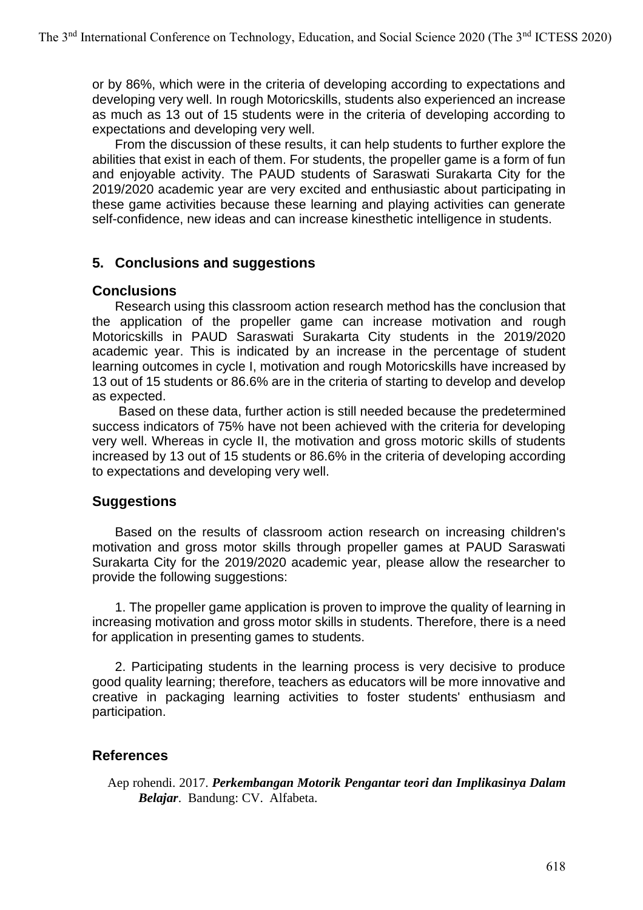or by 86%, which were in the criteria of developing according to expectations and developing very well. In rough Motoricskills, students also experienced an increase as much as 13 out of 15 students were in the criteria of developing according to expectations and developing very well.

From the discussion of these results, it can help students to further explore the abilities that exist in each of them. For students, the propeller game is a form of fun and enjoyable activity. The PAUD students of Saraswati Surakarta City for the 2019/2020 academic year are very excited and enthusiastic about participating in these game activities because these learning and playing activities can generate self-confidence, new ideas and can increase kinesthetic intelligence in students.

## 5. Conclusions and suggestions

### Conclusions

Research using this classroom action research method has the conclusion that the application of the propeller game can increase motivation and rough Motoricskills in PAUD Saraswati Surakarta City students in the 2019/2020 academic year. This is indicated by an increase in the percentage of student learning outcomes in cycle I, motivation and rough Motoricskills have increased by 13 out of 15 students or 86.6% are in the criteria of starting to develop and develop as expected.

Based on these data, further action is still needed because the predetermined success indicators of 75% have not been achieved with the criteria for developing very well. Whereas in cycle II, the motivation and gross motoric skills of students increased by 13 out of 15 students or 86.6% in the criteria of developing according to expectations and developing very well.

### Suggestions

Based on the results of classroom action research on increasing children's motivation and gross motor skills through propeller games at PAUD Saraswati Surakarta City for the 2019/2020 academic year, please allow the researcher to provide the following suggestions:

1. The propeller game application is proven to improve the quality of learning in increasing motivation and gross motor skills in students. Therefore, there is a need for application in presenting games to students.

2. Participating students in the learning process is very decisive to produce good quality learning; therefore, teachers as educators will be more innovative and creative in packaging learning activities to foster students' enthusiasm and participation.

## References

Aep rohendi. 2017. ***Perkembangan Motorik Pengantar teori dan Implikasinya Dalam Belajar***. Bandung: CV. Alfabeta.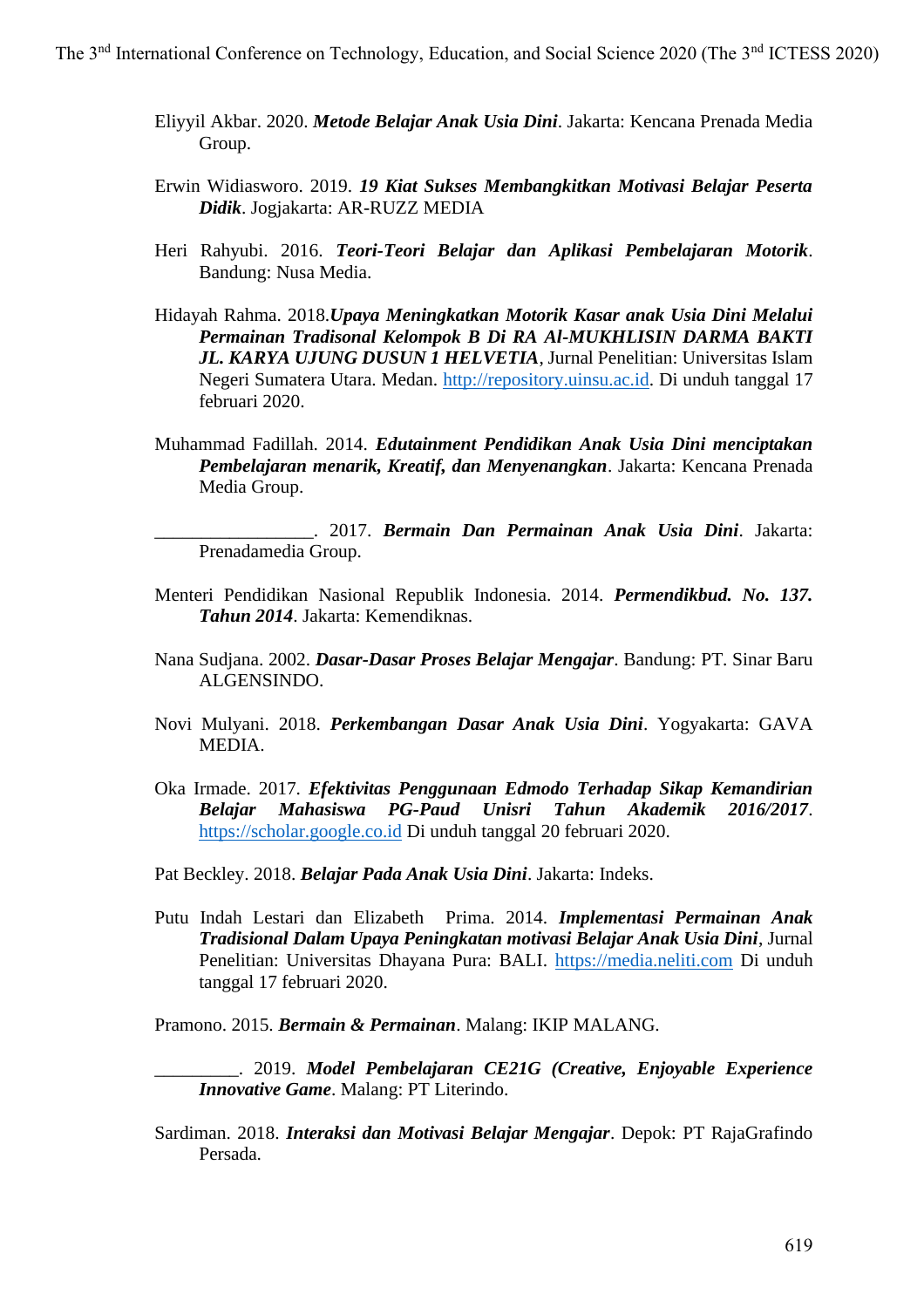Eliyyil Akbar. 2020. ***Metode Belajar Anak Usia Dini***. Jakarta: Kencana Prenada Media Group.

Erwin Widiasworo. 2019. ***19 Kiat Sukses Membangkitkan Motivasi Belajar Peserta Didik***. Jogjakarta: AR-RUZZ MEDIA

Heri Rahyubi. 2016. ***Teori-Teori Belajar dan Aplikasi Pembelajaran Motorik***. Bandung: Nusa Media.

Hidayah Rahma. 2018.***Upaya Meningkatkan Motorik Kasar anak Usia Dini Melalui Permainan Tradisonal Kelompok B Di RA Al-MUKHLISIN DARMA BAKTI JL. KARYA UJUNG DUSUN 1 HELVETIA***, Jurnal Penelitian: Universitas Islam Negeri Sumatera Utara. Medan. http://repository.uinsu.ac.id. Di unduh tanggal 17 februari 2020.

Muhammad Fadillah. 2014. ***Edutainment Pendidikan Anak Usia Dini menciptakan Pembelajaran menarik, Kreatif, dan Menyenangkan***. Jakarta: Kencana Prenada Media Group.

_________________. 2017. ***Bermain Dan Permainan Anak Usia Dini***. Jakarta: Prenadamedia Group.

Menteri Pendidikan Nasional Republik Indonesia. 2014. ***Permendikbud. No. 137. Tahun 2014***. Jakarta: Kemendiknas.

Nana Sudjana. 2002. ***Dasar-Dasar Proses Belajar Mengajar***. Bandung: PT. Sinar Baru ALGENSINDO.

Novi Mulyani. 2018. ***Perkembangan Dasar Anak Usia Dini***. Yogyakarta: GAVA MEDIA.

Oka Irmade. 2017. ***Efektivitas Penggunaan Edmodo Terhadap Sikap Kemandirian Belajar Mahasiswa PG-Paud Unisri Tahun Akademik 2016/2017***. https://scholar.google.co.id Di unduh tanggal 20 februari 2020.

Pat Beckley. 2018. ***Belajar Pada Anak Usia Dini***. Jakarta: Indeks.

Putu Indah Lestari dan Elizabeth Prima. 2014. ***Implementasi Permainan Anak Tradisional Dalam Upaya Peningkatan motivasi Belajar Anak Usia Dini***, Jurnal Penelitian: Universitas Dhayana Pura: BALI. https://media.neliti.com Di unduh tanggal 17 februari 2020.

Pramono. 2015. ***Bermain & Permainan***. Malang: IKIP MALANG.

_________. 2019. ***Model Pembelajaran CE21G (Creative, Enjoyable Experience Innovative Game***. Malang: PT Literindo.

Sardiman. 2018. ***Interaksi dan Motivasi Belajar Mengajar***. Depok: PT RajaGrafindo Persada.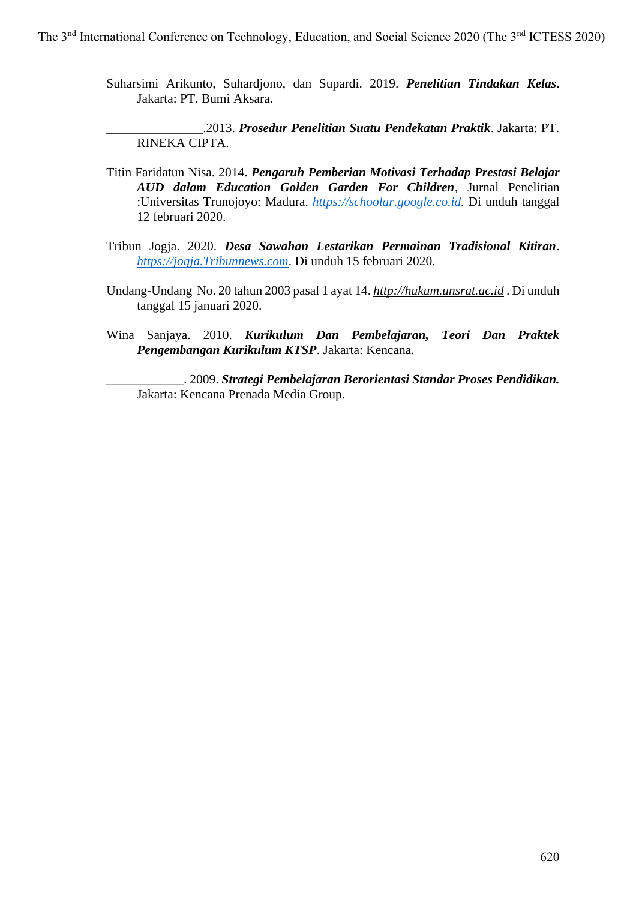Suharsimi Arikunto, Suhardjono, dan Supardi. 2019. ***Penelitian Tindakan Kelas***. Jakarta: PT. Bumi Aksara.

_______________.2013. ***Prosedur Penelitian Suatu Pendekatan Praktik***. Jakarta: PT. RINEKA CIPTA.

Titin Faridatun Nisa. 2014. ***Pengaruh Pemberian Motivasi Terhadap Prestasi Belajar AUD dalam Education Golden Garden For Children***, Jurnal Penelitian :Universitas Trunojoyo: Madura. *https://schoolar.google.co.id*. Di unduh tanggal 12 februari 2020.

Tribun Jogja. 2020. ***Desa Sawahan Lestarikan Permainan Tradisional Kitiran***. *https://jogja.Tribunnews.com*. Di unduh 15 februari 2020.

Undang-Undang No. 20 tahun 2003 pasal 1 ayat 14. *http://hukum.unsrat.ac.id* . Di unduh tanggal 15 januari 2020.

Wina Sanjaya. 2010. ***Kurikulum Dan Pembelajaran, Teori Dan Praktek Pengembangan Kurikulum KTSP***. Jakarta: Kencana.

____________. 2009. ***Strategi Pembelajaran Berorientasi Standar Proses Pendidikan.*** Jakarta: Kencana Prenada Media Group.